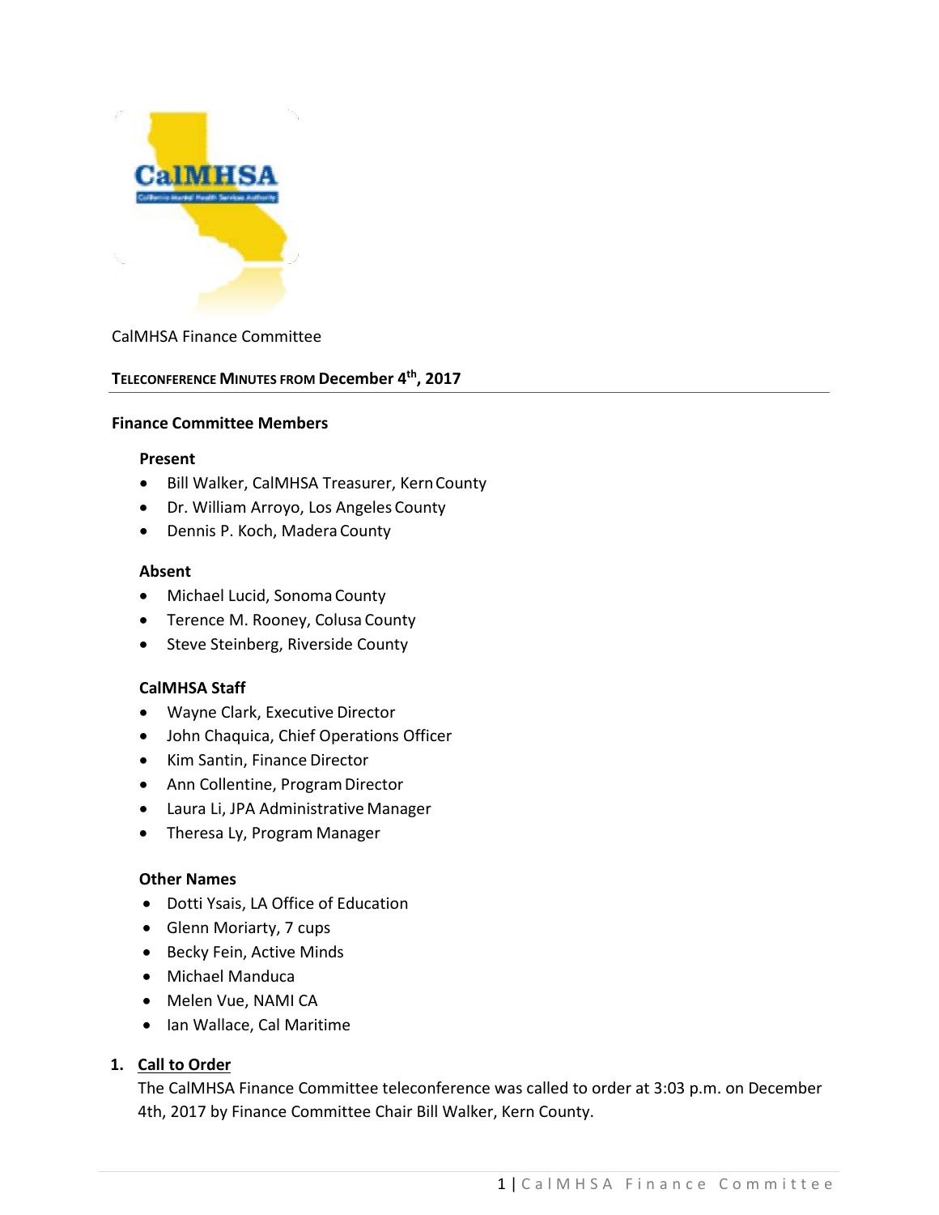CalMHSA Finance Committee

## TELECONFERENCE MINUTES FROM December 4th, 2017

### Finance Committee Members

**Present**

- Bill Walker, CalMHSA Treasurer, Kern County
- Dr. William Arroyo, Los Angeles County
- Dennis P. Koch, Madera County

**Absent**

- Michael Lucid, Sonoma County
- Terence M. Rooney, Colusa County
- Steve Steinberg, Riverside County

**CalMHSA Staff**

- Wayne Clark, Executive Director
- John Chaquica, Chief Operations Officer
- Kim Santin, Finance Director
- Ann Collentine, Program Director
- Laura Li, JPA Administrative Manager
- Theresa Ly, Program Manager

**Other Names**

- Dotti Ysais, LA Office of Education
- Glenn Moriarty, 7 cups
- Becky Fein, Active Minds
- Michael Manduca
- Melen Vue, NAMI CA
- Ian Wallace, Cal Maritime

1. **Call to Order**

   The CalMHSA Finance Committee teleconference was called to order at 3:03 p.m. on December 4th, 2017 by Finance Committee Chair Bill Walker, Kern County.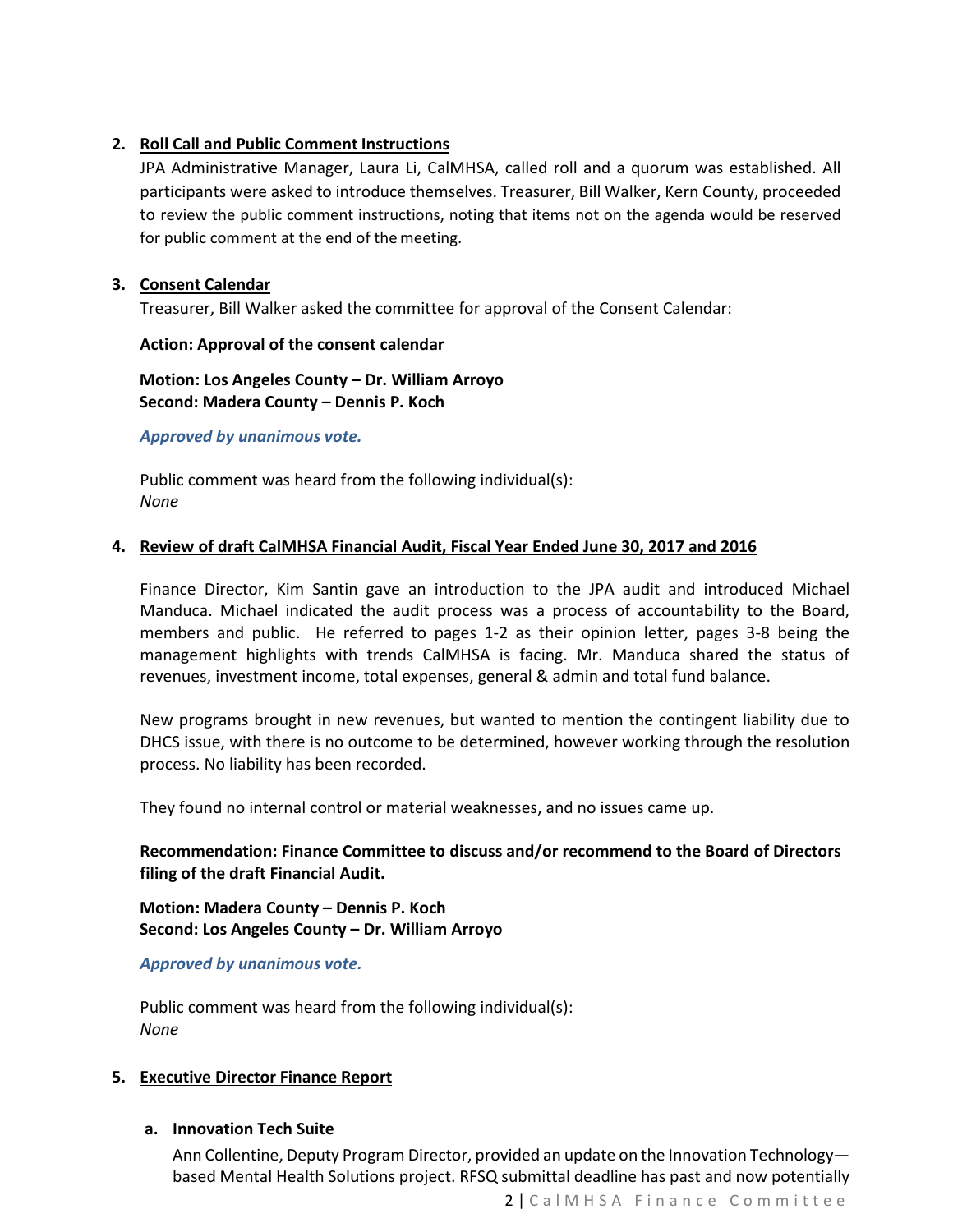2. **Roll Call and Public Comment Instructions**

   JPA Administrative Manager, Laura Li, CalMHSA, called roll and a quorum was established. All participants were asked to introduce themselves. Treasurer, Bill Walker, Kern County, proceeded to review the public comment instructions, noting that items not on the agenda would be reserved for public comment at the end of the meeting.

3. **Consent Calendar**

   Treasurer, Bill Walker asked the committee for approval of the Consent Calendar:

   **Action: Approval of the consent calendar**

   **Motion: Los Angeles County – Dr. William Arroyo**
   **Second: Madera County – Dennis P. Koch**

   ***Approved by unanimous vote.***

   Public comment was heard from the following individual(s):
   *None*

4. **Review of draft CalMHSA Financial Audit, Fiscal Year Ended June 30, 2017 and 2016**

   Finance Director, Kim Santin gave an introduction to the JPA audit and introduced Michael Manduca. Michael indicated the audit process was a process of accountability to the Board, members and public. He referred to pages 1-2 as their opinion letter, pages 3-8 being the management highlights with trends CalMHSA is facing. Mr. Manduca shared the status of revenues, investment income, total expenses, general & admin and total fund balance.

   New programs brought in new revenues, but wanted to mention the contingent liability due to DHCS issue, with there is no outcome to be determined, however working through the resolution process. No liability has been recorded.

   They found no internal control or material weaknesses, and no issues came up.

   **Recommendation: Finance Committee to discuss and/or recommend to the Board of Directors filing of the draft Financial Audit.**

   **Motion: Madera County – Dennis P. Koch**
   **Second: Los Angeles County – Dr. William Arroyo**

   ***Approved by unanimous vote.***

   Public comment was heard from the following individual(s):
   *None*

5. **Executive Director Finance Report**

   a. **Innovation Tech Suite**

      Ann Collentine, Deputy Program Director, provided an update on the Innovation Technology—based Mental Health Solutions project. RFSQ submittal deadline has past and now potentially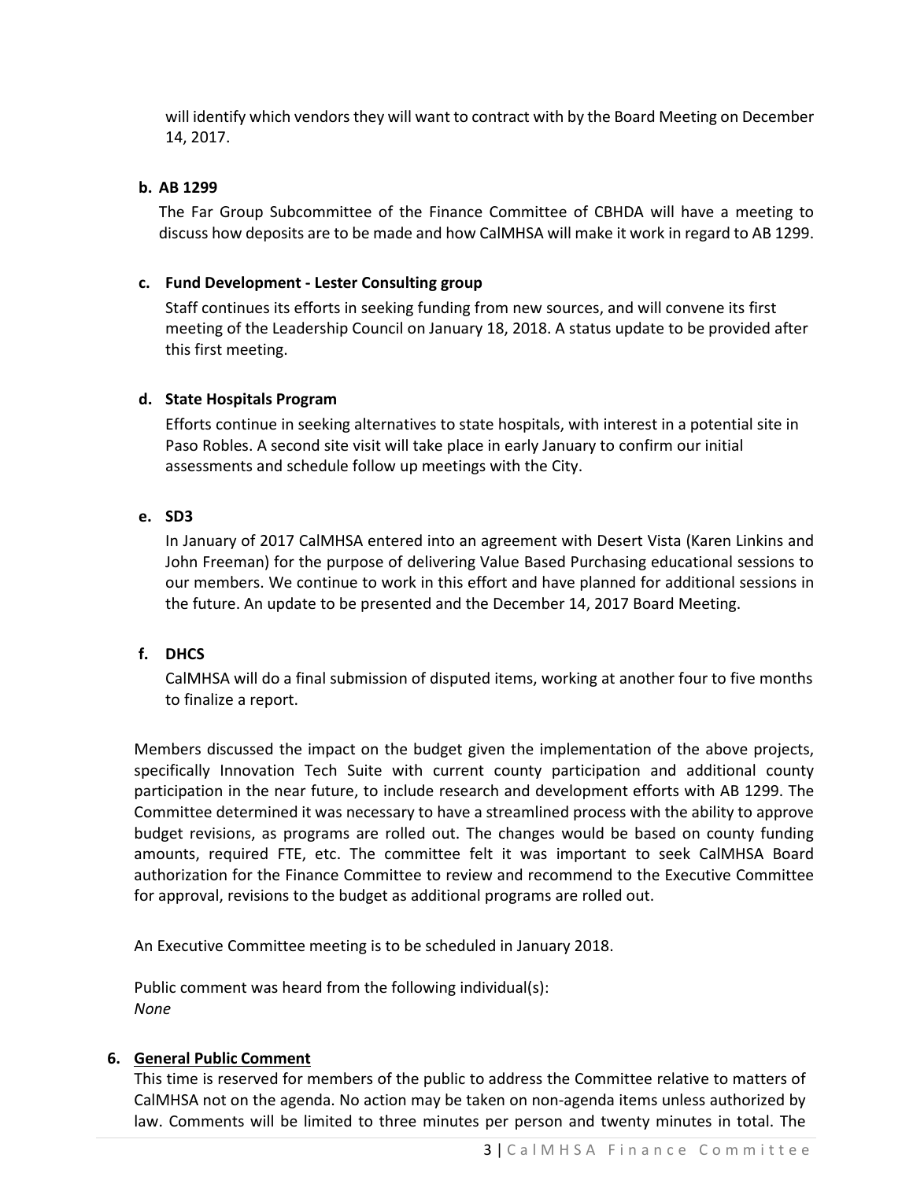will identify which vendors they will want to contract with by the Board Meeting on December 14, 2017.

**b. AB 1299**

The Far Group Subcommittee of the Finance Committee of CBHDA will have a meeting to discuss how deposits are to be made and how CalMHSA will make it work in regard to AB 1299.

**c. Fund Development - Lester Consulting group**

Staff continues its efforts in seeking funding from new sources, and will convene its first meeting of the Leadership Council on January 18, 2018. A status update to be provided after this first meeting.

**d. State Hospitals Program**

Efforts continue in seeking alternatives to state hospitals, with interest in a potential site in Paso Robles. A second site visit will take place in early January to confirm our initial assessments and schedule follow up meetings with the City.

**e. SD3**

In January of 2017 CalMHSA entered into an agreement with Desert Vista (Karen Linkins and John Freeman) for the purpose of delivering Value Based Purchasing educational sessions to our members. We continue to work in this effort and have planned for additional sessions in the future. An update to be presented and the December 14, 2017 Board Meeting.

**f. DHCS**

CalMHSA will do a final submission of disputed items, working at another four to five months to finalize a report.

Members discussed the impact on the budget given the implementation of the above projects, specifically Innovation Tech Suite with current county participation and additional county participation in the near future, to include research and development efforts with AB 1299. The Committee determined it was necessary to have a streamlined process with the ability to approve budget revisions, as programs are rolled out. The changes would be based on county funding amounts, required FTE, etc. The committee felt it was important to seek CalMHSA Board authorization for the Finance Committee to review and recommend to the Executive Committee for approval, revisions to the budget as additional programs are rolled out.

An Executive Committee meeting is to be scheduled in January 2018.

Public comment was heard from the following individual(s):
*None*

**6. General Public Comment**

This time is reserved for members of the public to address the Committee relative to matters of CalMHSA not on the agenda. No action may be taken on non-agenda items unless authorized by law. Comments will be limited to three minutes per person and twenty minutes in total. The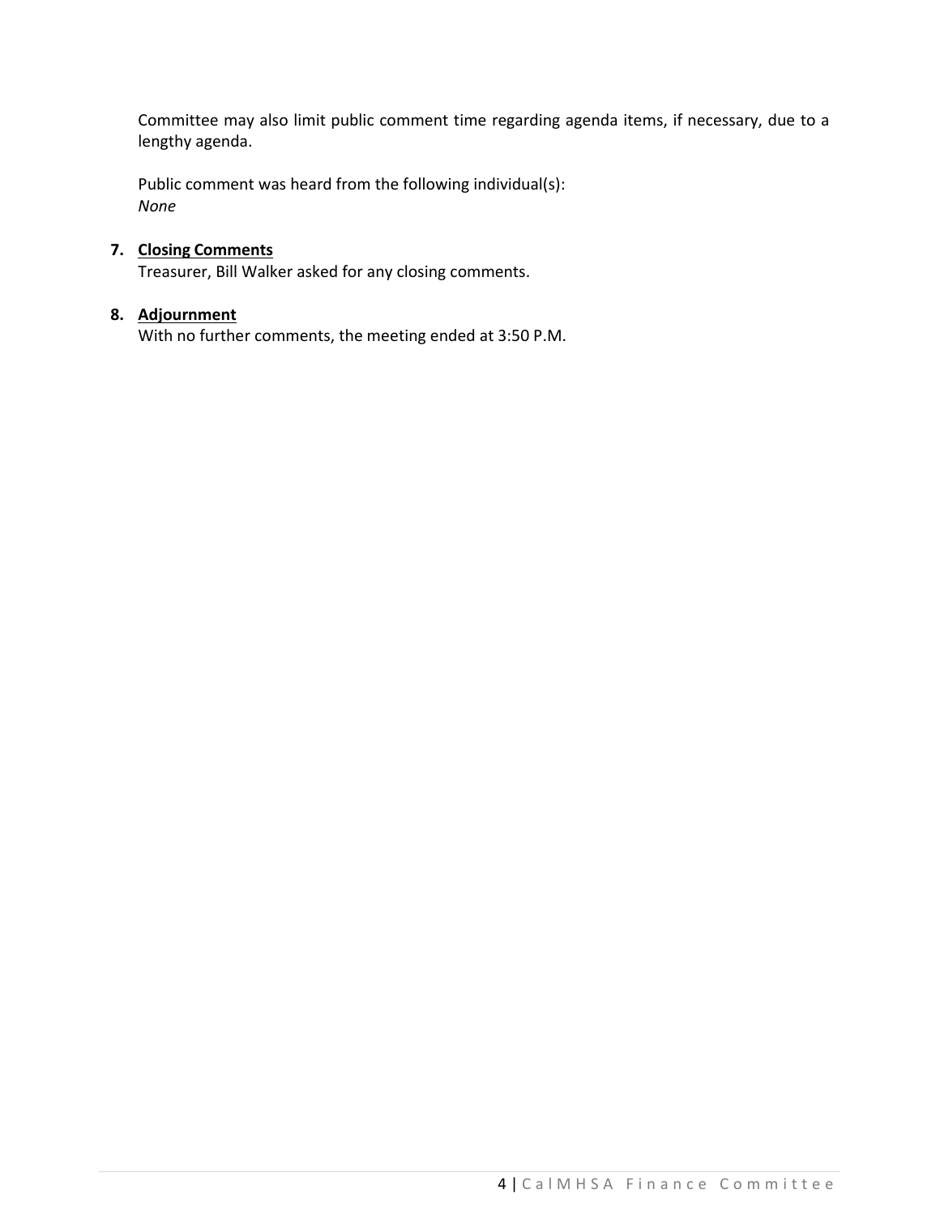Committee may also limit public comment time regarding agenda items, if necessary, due to a lengthy agenda.

Public comment was heard from the following individual(s):
*None*

**7. Closing Comments**
Treasurer, Bill Walker asked for any closing comments.

**8. Adjournment**
With no further comments, the meeting ended at 3:50 P.M.